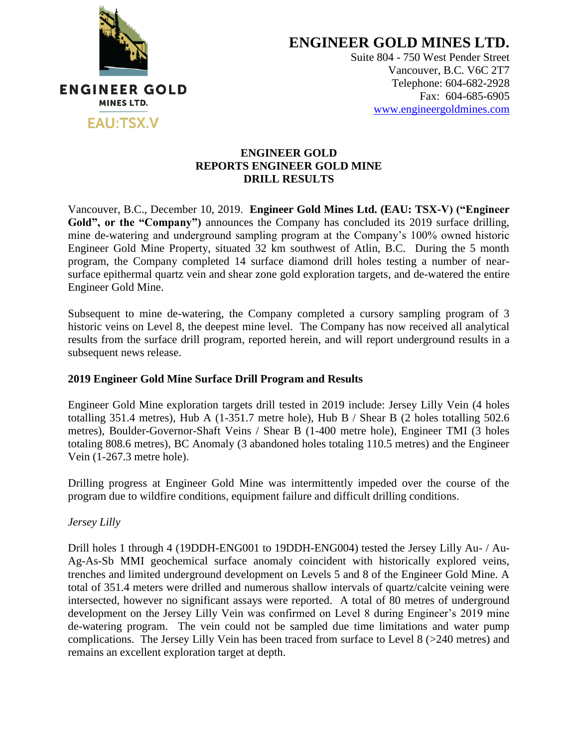ENGINEER GOLD MINES LTD.

EAU:TSX.V

# ENGINEER GOLD MINES LTD.

Suite 804 - 750 West Pender Street
Vancouver, B.C. V6C 2T7
Telephone: 604-682-2928
Fax: 604-685-6905
www.engineergoldmines.com

## ENGINEER GOLD REPORTS ENGINEER GOLD MINE DRILL RESULTS

Vancouver, B.C., December 10, 2019. **Engineer Gold Mines Ltd. (EAU: TSX-V) ("Engineer Gold", or the "Company")** announces the Company has concluded its 2019 surface drilling, mine de-watering and underground sampling program at the Company's 100% owned historic Engineer Gold Mine Property, situated 32 km southwest of Atlin, B.C. During the 5 month program, the Company completed 14 surface diamond drill holes testing a number of near-surface epithermal quartz vein and shear zone gold exploration targets, and de-watered the entire Engineer Gold Mine.

Subsequent to mine de-watering, the Company completed a cursory sampling program of 3 historic veins on Level 8, the deepest mine level. The Company has now received all analytical results from the surface drill program, reported herein, and will report underground results in a subsequent news release.

### 2019 Engineer Gold Mine Surface Drill Program and Results

Engineer Gold Mine exploration targets drill tested in 2019 include: Jersey Lilly Vein (4 holes totalling 351.4 metres), Hub A (1-351.7 metre hole), Hub B / Shear B (2 holes totalling 502.6 metres), Boulder-Governor-Shaft Veins / Shear B (1-400 metre hole), Engineer TMI (3 holes totaling 808.6 metres), BC Anomaly (3 abandoned holes totaling 110.5 metres) and the Engineer Vein (1-267.3 metre hole).

Drilling progress at Engineer Gold Mine was intermittently impeded over the course of the program due to wildfire conditions, equipment failure and difficult drilling conditions.

*Jersey Lilly*

Drill holes 1 through 4 (19DDH-ENG001 to 19DDH-ENG004) tested the Jersey Lilly Au- / Au-Ag-As-Sb MMI geochemical surface anomaly coincident with historically explored veins, trenches and limited underground development on Levels 5 and 8 of the Engineer Gold Mine. A total of 351.4 meters were drilled and numerous shallow intervals of quartz/calcite veining were intersected, however no significant assays were reported. A total of 80 metres of underground development on the Jersey Lilly Vein was confirmed on Level 8 during Engineer's 2019 mine de-watering program. The vein could not be sampled due time limitations and water pump complications. The Jersey Lilly Vein has been traced from surface to Level 8 (>240 metres) and remains an excellent exploration target at depth.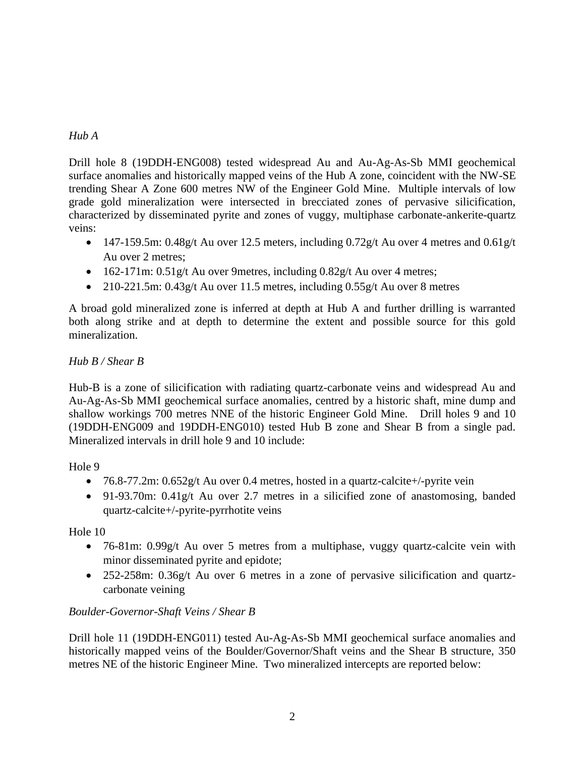*Hub A*

Drill hole 8 (19DDH-ENG008) tested widespread Au and Au-Ag-As-Sb MMI geochemical surface anomalies and historically mapped veins of the Hub A zone, coincident with the NW-SE trending Shear A Zone 600 metres NW of the Engineer Gold Mine. Multiple intervals of low grade gold mineralization were intersected in brecciated zones of pervasive silicification, characterized by disseminated pyrite and zones of vuggy, multiphase carbonate-ankerite-quartz veins:

- 147-159.5m: 0.48g/t Au over 12.5 meters, including 0.72g/t Au over 4 metres and 0.61g/t Au over 2 metres;
- 162-171m: 0.51g/t Au over 9metres, including 0.82g/t Au over 4 metres;
- 210-221.5m: 0.43g/t Au over 11.5 metres, including 0.55g/t Au over 8 metres

A broad gold mineralized zone is inferred at depth at Hub A and further drilling is warranted both along strike and at depth to determine the extent and possible source for this gold mineralization.

*Hub B / Shear B*

Hub-B is a zone of silicification with radiating quartz-carbonate veins and widespread Au and Au-Ag-As-Sb MMI geochemical surface anomalies, centred by a historic shaft, mine dump and shallow workings 700 metres NNE of the historic Engineer Gold Mine. Drill holes 9 and 10 (19DDH-ENG009 and 19DDH-ENG010) tested Hub B zone and Shear B from a single pad. Mineralized intervals in drill hole 9 and 10 include:

Hole 9

- 76.8-77.2m: 0.652g/t Au over 0.4 metres, hosted in a quartz-calcite+/-pyrite vein
- 91-93.70m: 0.41g/t Au over 2.7 metres in a silicified zone of anastomosing, banded quartz-calcite+/-pyrite-pyrrhotite veins

Hole 10

- 76-81m: 0.99g/t Au over 5 metres from a multiphase, vuggy quartz-calcite vein with minor disseminated pyrite and epidote;
- 252-258m: 0.36g/t Au over 6 metres in a zone of pervasive silicification and quartz-carbonate veining

*Boulder-Governor-Shaft Veins / Shear B*

Drill hole 11 (19DDH-ENG011) tested Au-Ag-As-Sb MMI geochemical surface anomalies and historically mapped veins of the Boulder/Governor/Shaft veins and the Shear B structure, 350 metres NE of the historic Engineer Mine. Two mineralized intercepts are reported below: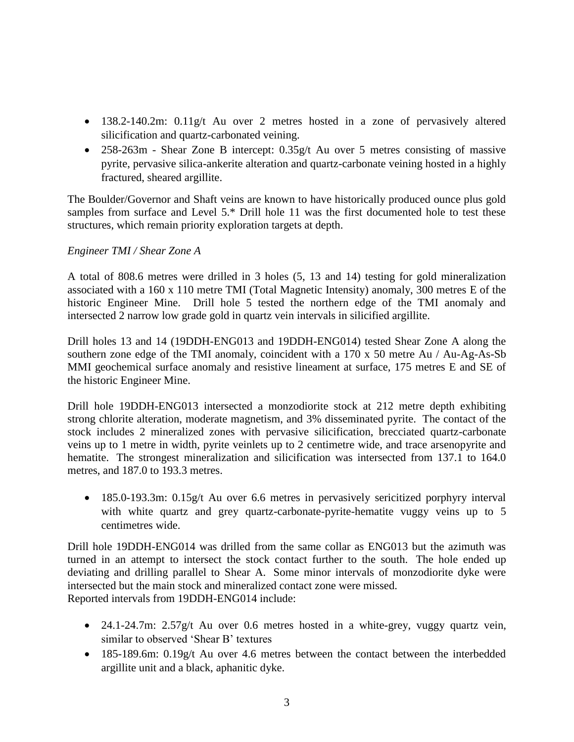- 138.2-140.2m: 0.11g/t Au over 2 metres hosted in a zone of pervasively altered silicification and quartz-carbonated veining.
- 258-263m - Shear Zone B intercept: 0.35g/t Au over 5 metres consisting of massive pyrite, pervasive silica-ankerite alteration and quartz-carbonate veining hosted in a highly fractured, sheared argillite.

The Boulder/Governor and Shaft veins are known to have historically produced ounce plus gold samples from surface and Level 5.* Drill hole 11 was the first documented hole to test these structures, which remain priority exploration targets at depth.

*Engineer TMI / Shear Zone A*

A total of 808.6 metres were drilled in 3 holes (5, 13 and 14) testing for gold mineralization associated with a 160 x 110 metre TMI (Total Magnetic Intensity) anomaly, 300 metres E of the historic Engineer Mine. Drill hole 5 tested the northern edge of the TMI anomaly and intersected 2 narrow low grade gold in quartz vein intervals in silicified argillite.

Drill holes 13 and 14 (19DDH-ENG013 and 19DDH-ENG014) tested Shear Zone A along the southern zone edge of the TMI anomaly, coincident with a 170 x 50 metre Au / Au-Ag-As-Sb MMI geochemical surface anomaly and resistive lineament at surface, 175 metres E and SE of the historic Engineer Mine.

Drill hole 19DDH-ENG013 intersected a monzodiorite stock at 212 metre depth exhibiting strong chlorite alteration, moderate magnetism, and 3% disseminated pyrite. The contact of the stock includes 2 mineralized zones with pervasive silicification, brecciated quartz-carbonate veins up to 1 metre in width, pyrite veinlets up to 2 centimetre wide, and trace arsenopyrite and hematite. The strongest mineralization and silicification was intersected from 137.1 to 164.0 metres, and 187.0 to 193.3 metres.

- 185.0-193.3m: 0.15g/t Au over 6.6 metres in pervasively sericitized porphyry interval with white quartz and grey quartz-carbonate-pyrite-hematite vuggy veins up to 5 centimetres wide.

Drill hole 19DDH-ENG014 was drilled from the same collar as ENG013 but the azimuth was turned in an attempt to intersect the stock contact further to the south. The hole ended up deviating and drilling parallel to Shear A. Some minor intervals of monzodiorite dyke were intersected but the main stock and mineralized contact zone were missed.
Reported intervals from 19DDH-ENG014 include:

- 24.1-24.7m: 2.57g/t Au over 0.6 metres hosted in a white-grey, vuggy quartz vein, similar to observed 'Shear B' textures
- 185-189.6m: 0.19g/t Au over 4.6 metres between the contact between the interbedded argillite unit and a black, aphanitic dyke.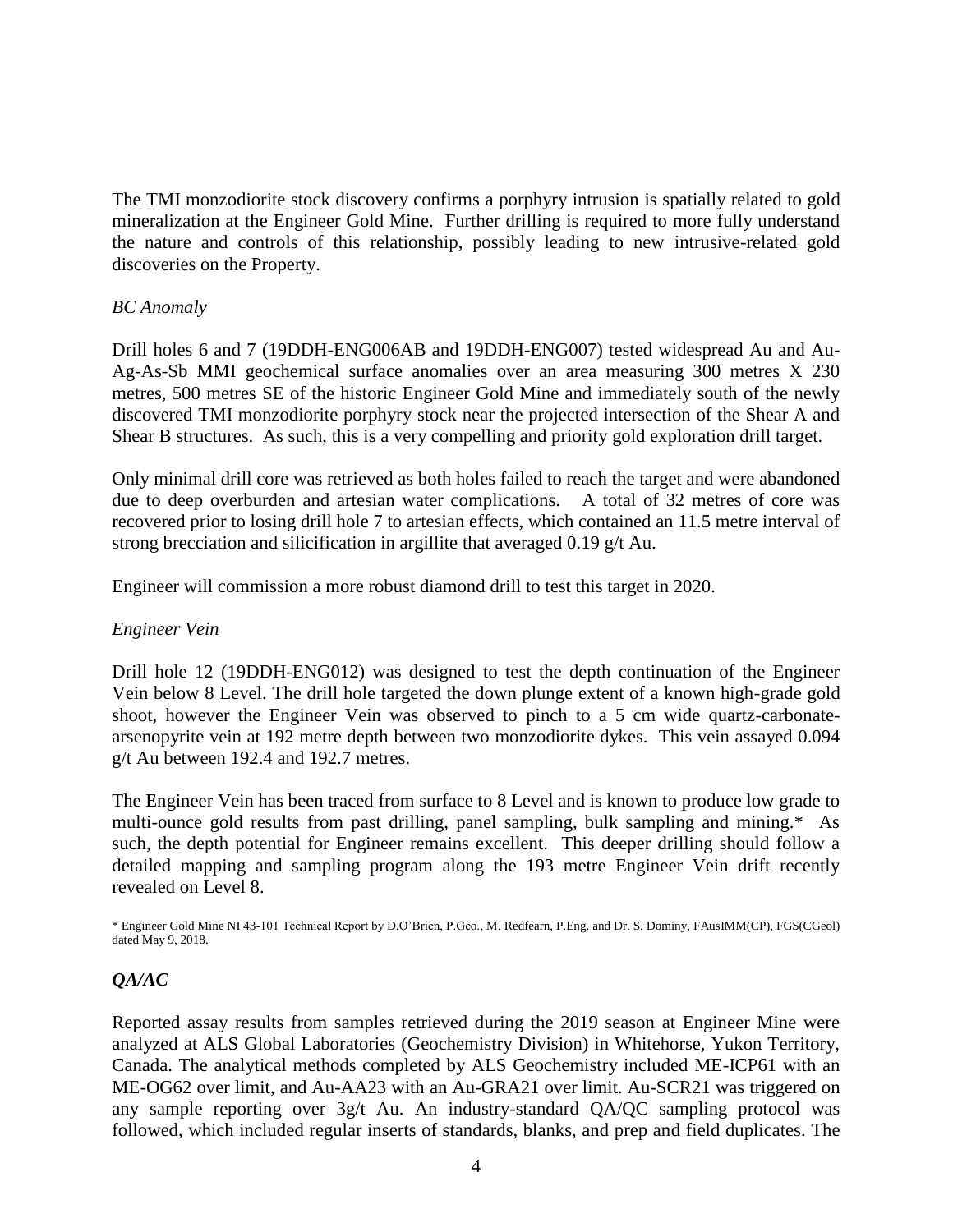The TMI monzodiorite stock discovery confirms a porphyry intrusion is spatially related to gold mineralization at the Engineer Gold Mine. Further drilling is required to more fully understand the nature and controls of this relationship, possibly leading to new intrusive-related gold discoveries on the Property.

*BC Anomaly*

Drill holes 6 and 7 (19DDH-ENG006AB and 19DDH-ENG007) tested widespread Au and Au-Ag-As-Sb MMI geochemical surface anomalies over an area measuring 300 metres X 230 metres, 500 metres SE of the historic Engineer Gold Mine and immediately south of the newly discovered TMI monzodiorite porphyry stock near the projected intersection of the Shear A and Shear B structures. As such, this is a very compelling and priority gold exploration drill target.

Only minimal drill core was retrieved as both holes failed to reach the target and were abandoned due to deep overburden and artesian water complications. A total of 32 metres of core was recovered prior to losing drill hole 7 to artesian effects, which contained an 11.5 metre interval of strong brecciation and silicification in argillite that averaged 0.19 g/t Au.

Engineer will commission a more robust diamond drill to test this target in 2020.

*Engineer Vein*

Drill hole 12 (19DDH-ENG012) was designed to test the depth continuation of the Engineer Vein below 8 Level. The drill hole targeted the down plunge extent of a known high-grade gold shoot, however the Engineer Vein was observed to pinch to a 5 cm wide quartz-carbonate-arsenopyrite vein at 192 metre depth between two monzodiorite dykes. This vein assayed 0.094 g/t Au between 192.4 and 192.7 metres.

The Engineer Vein has been traced from surface to 8 Level and is known to produce low grade to multi-ounce gold results from past drilling, panel sampling, bulk sampling and mining.* As such, the depth potential for Engineer remains excellent. This deeper drilling should follow a detailed mapping and sampling program along the 193 metre Engineer Vein drift recently revealed on Level 8.

* Engineer Gold Mine NI 43-101 Technical Report by D.O'Brien, P.Geo., M. Redfearn, P.Eng. and Dr. S. Dominy, FAusIMM(CP), FGS(CGeol) dated May 9, 2018.

***QA/AC***

Reported assay results from samples retrieved during the 2019 season at Engineer Mine were analyzed at ALS Global Laboratories (Geochemistry Division) in Whitehorse, Yukon Territory, Canada. The analytical methods completed by ALS Geochemistry included ME-ICP61 with an ME-OG62 over limit, and Au-AA23 with an Au-GRA21 over limit. Au-SCR21 was triggered on any sample reporting over 3g/t Au. An industry-standard QA/QC sampling protocol was followed, which included regular inserts of standards, blanks, and prep and field duplicates. The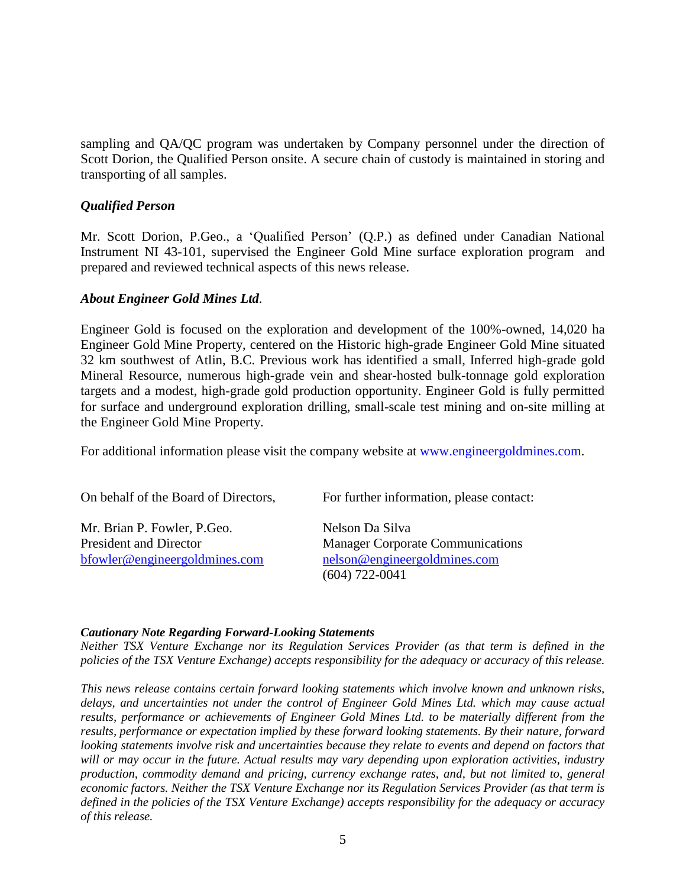sampling and QA/QC program was undertaken by Company personnel under the direction of Scott Dorion, the Qualified Person onsite. A secure chain of custody is maintained in storing and transporting of all samples.

### *Qualified Person*

Mr. Scott Dorion, P.Geo., a 'Qualified Person' (Q.P.) as defined under Canadian National Instrument NI 43-101, supervised the Engineer Gold Mine surface exploration program and prepared and reviewed technical aspects of this news release.

### *About Engineer Gold Mines Ltd.*

Engineer Gold is focused on the exploration and development of the 100%-owned, 14,020 ha Engineer Gold Mine Property, centered on the Historic high-grade Engineer Gold Mine situated 32 km southwest of Atlin, B.C. Previous work has identified a small, Inferred high-grade gold Mineral Resource, numerous high-grade vein and shear-hosted bulk-tonnage gold exploration targets and a modest, high-grade gold production opportunity. Engineer Gold is fully permitted for surface and underground exploration drilling, small-scale test mining and on-site milling at the Engineer Gold Mine Property.

For additional information please visit the company website at www.engineergoldmines.com.

On behalf of the Board of Directors,

Mr. Brian P. Fowler, P.Geo.
President and Director
bfowler@engineergoldmines.com

For further information, please contact:

Nelson Da Silva
Manager Corporate Communications
nelson@engineergoldmines.com
(604) 722-0041

***Cautionary Note Regarding Forward-Looking Statements***

*Neither TSX Venture Exchange nor its Regulation Services Provider (as that term is defined in the policies of the TSX Venture Exchange) accepts responsibility for the adequacy or accuracy of this release.*

*This news release contains certain forward looking statements which involve known and unknown risks, delays, and uncertainties not under the control of Engineer Gold Mines Ltd. which may cause actual results, performance or achievements of Engineer Gold Mines Ltd. to be materially different from the results, performance or expectation implied by these forward looking statements. By their nature, forward looking statements involve risk and uncertainties because they relate to events and depend on factors that will or may occur in the future. Actual results may vary depending upon exploration activities, industry production, commodity demand and pricing, currency exchange rates, and, but not limited to, general economic factors. Neither the TSX Venture Exchange nor its Regulation Services Provider (as that term is defined in the policies of the TSX Venture Exchange) accepts responsibility for the adequacy or accuracy of this release.*